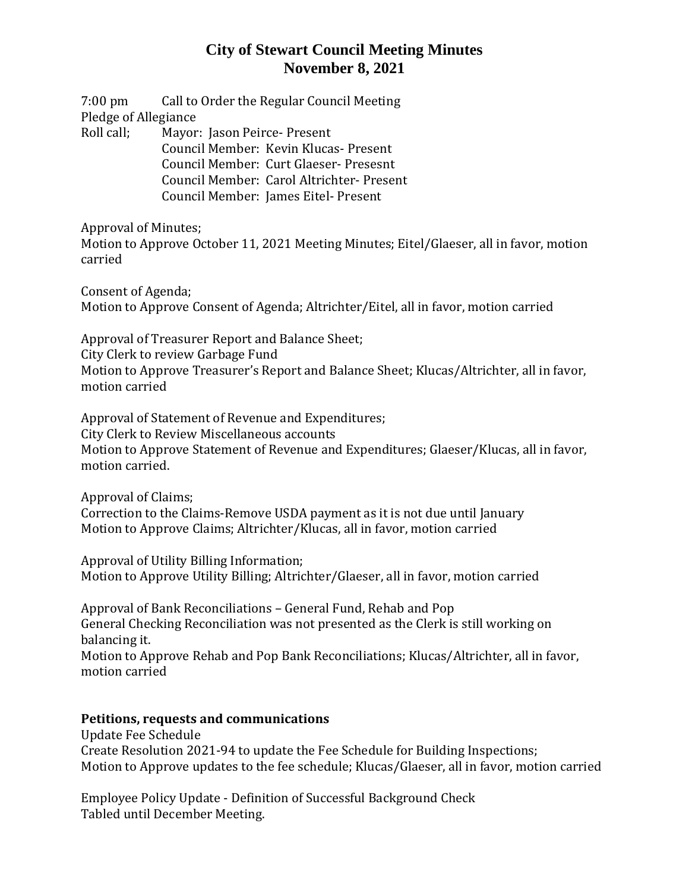# City of Stewart Council Meeting Minutes
## November 8, 2021

7:00 pm Call to Order the Regular Council Meeting

Pledge of Allegiance

Roll call; Mayor: Jason Peirce- Present
Council Member: Kevin Klucas- Present
Council Member: Curt Glaeser- Presesnt
Council Member: Carol Altrichter- Present
Council Member: James Eitel- Present

Approval of Minutes;
Motion to Approve October 11, 2021 Meeting Minutes; Eitel/Glaeser, all in favor, motion carried

Consent of Agenda;
Motion to Approve Consent of Agenda; Altrichter/Eitel, all in favor, motion carried

Approval of Treasurer Report and Balance Sheet;
City Clerk to review Garbage Fund
Motion to Approve Treasurer's Report and Balance Sheet; Klucas/Altrichter, all in favor, motion carried

Approval of Statement of Revenue and Expenditures;
City Clerk to Review Miscellaneous accounts
Motion to Approve Statement of Revenue and Expenditures; Glaeser/Klucas, all in favor, motion carried.

Approval of Claims;
Correction to the Claims-Remove USDA payment as it is not due until January
Motion to Approve Claims; Altrichter/Klucas, all in favor, motion carried

Approval of Utility Billing Information;
Motion to Approve Utility Billing; Altrichter/Glaeser, all in favor, motion carried

Approval of Bank Reconciliations – General Fund, Rehab and Pop
General Checking Reconciliation was not presented as the Clerk is still working on balancing it.
Motion to Approve Rehab and Pop Bank Reconciliations; Klucas/Altrichter, all in favor, motion carried

**Petitions, requests and communications**

Update Fee Schedule
Create Resolution 2021-94 to update the Fee Schedule for Building Inspections;
Motion to Approve updates to the fee schedule; Klucas/Glaeser, all in favor, motion carried

Employee Policy Update - Definition of Successful Background Check
Tabled until December Meeting.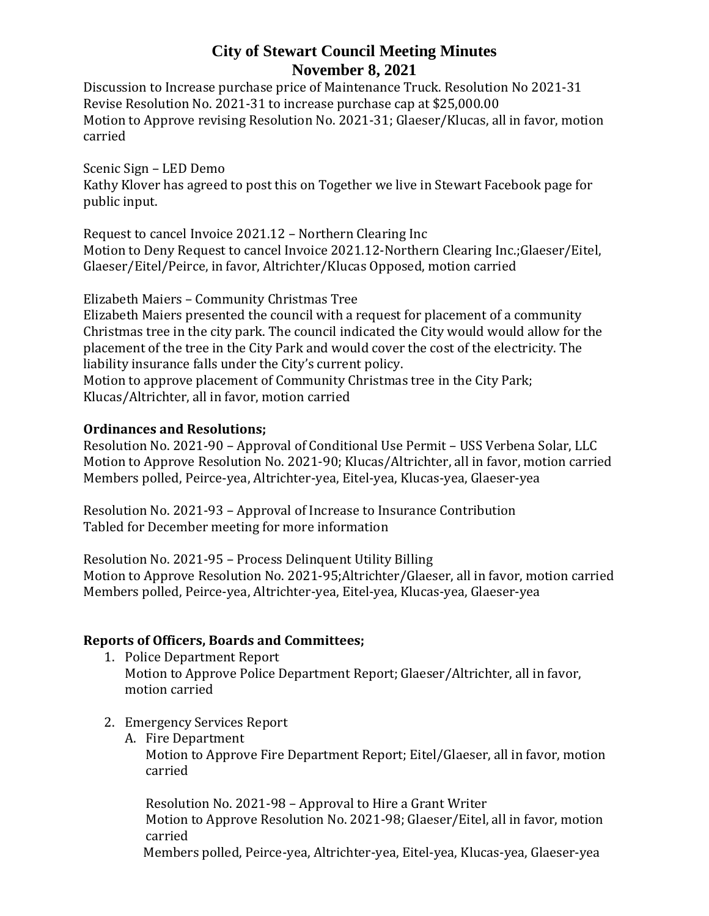# City of Stewart Council Meeting Minutes
# November 8, 2021

Discussion to Increase purchase price of Maintenance Truck. Resolution No 2021-31
Revise Resolution No. 2021-31 to increase purchase cap at $25,000.00
Motion to Approve revising Resolution No. 2021-31; Glaeser/Klucas, all in favor, motion carried

Scenic Sign – LED Demo
Kathy Klover has agreed to post this on Together we live in Stewart Facebook page for public input.

Request to cancel Invoice 2021.12 – Northern Clearing Inc
Motion to Deny Request to cancel Invoice 2021.12-Northern Clearing Inc.;Glaeser/Eitel, Glaeser/Eitel/Peirce, in favor, Altrichter/Klucas Opposed, motion carried

Elizabeth Maiers – Community Christmas Tree
Elizabeth Maiers presented the council with a request for placement of a community Christmas tree in the city park. The council indicated the City would would allow for the placement of the tree in the City Park and would cover the cost of the electricity. The liability insurance falls under the City's current policy.
Motion to approve placement of Community Christmas tree in the City Park; Klucas/Altrichter, all in favor, motion carried

**Ordinances and Resolutions;**

Resolution No. 2021-90 – Approval of Conditional Use Permit – USS Verbena Solar, LLC
Motion to Approve Resolution No. 2021-90; Klucas/Altrichter, all in favor, motion carried
Members polled, Peirce-yea, Altrichter-yea, Eitel-yea, Klucas-yea, Glaeser-yea

Resolution No. 2021-93 – Approval of Increase to Insurance Contribution
Tabled for December meeting for more information

Resolution No. 2021-95 – Process Delinquent Utility Billing
Motion to Approve Resolution No. 2021-95;Altrichter/Glaeser, all in favor, motion carried
Members polled, Peirce-yea, Altrichter-yea, Eitel-yea, Klucas-yea, Glaeser-yea

**Reports of Officers, Boards and Committees;**

1. Police Department Report
   Motion to Approve Police Department Report; Glaeser/Altrichter, all in favor, motion carried

2. Emergency Services Report
   A. Fire Department
      Motion to Approve Fire Department Report; Eitel/Glaeser, all in favor, motion carried

      Resolution No. 2021-98 – Approval to Hire a Grant Writer
      Motion to Approve Resolution No. 2021-98; Glaeser/Eitel, all in favor, motion carried
      Members polled, Peirce-yea, Altrichter-yea, Eitel-yea, Klucas-yea, Glaeser-yea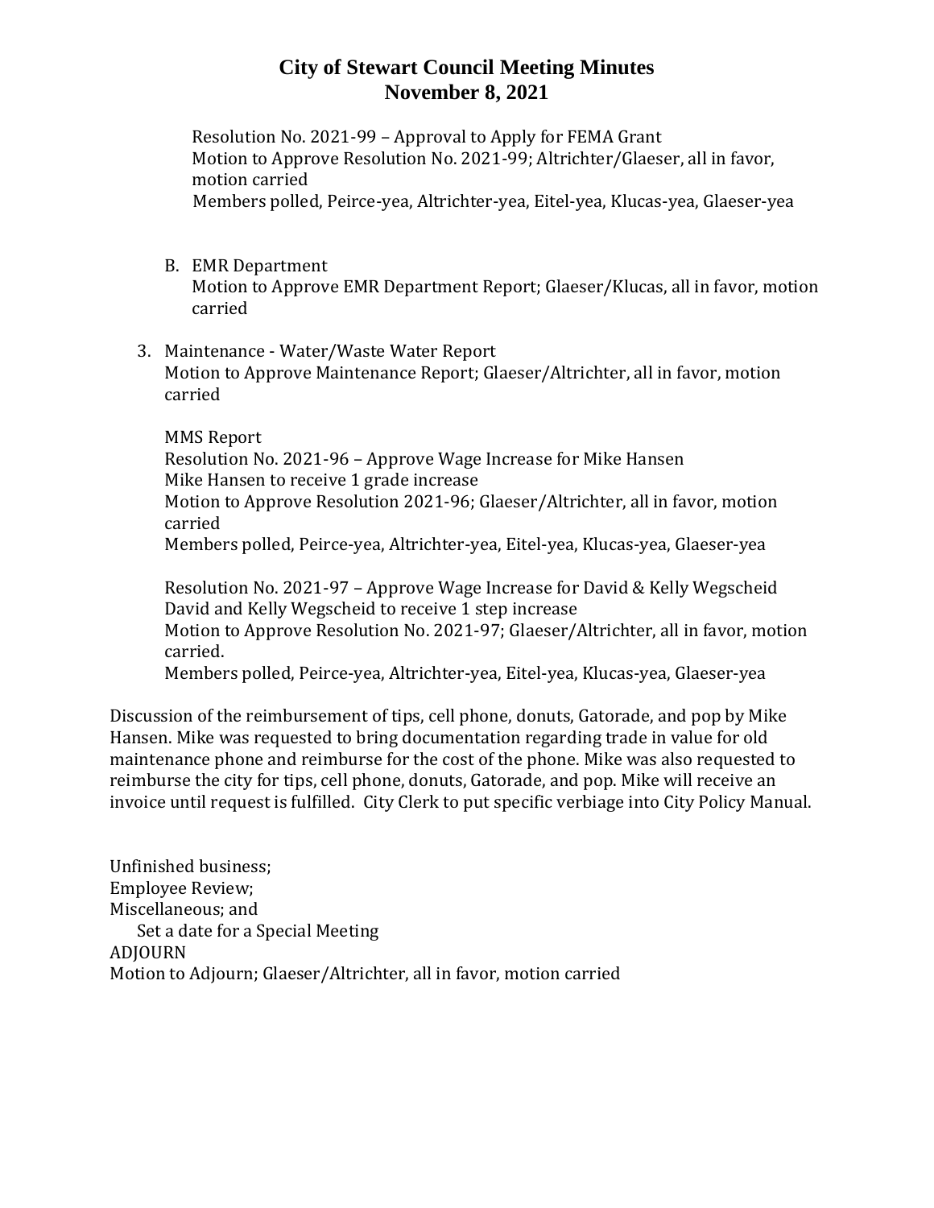# City of Stewart Council Meeting Minutes
## November 8, 2021

Resolution No. 2021-99 – Approval to Apply for FEMA Grant
Motion to Approve Resolution No. 2021-99; Altrichter/Glaeser, all in favor, motion carried
Members polled, Peirce-yea, Altrichter-yea, Eitel-yea, Klucas-yea, Glaeser-yea

B. EMR Department
Motion to Approve EMR Department Report; Glaeser/Klucas, all in favor, motion carried

3. Maintenance - Water/Waste Water Report
Motion to Approve Maintenance Report; Glaeser/Altrichter, all in favor, motion carried

MMS Report
Resolution No. 2021-96 – Approve Wage Increase for Mike Hansen
Mike Hansen to receive 1 grade increase
Motion to Approve Resolution 2021-96; Glaeser/Altrichter, all in favor, motion carried
Members polled, Peirce-yea, Altrichter-yea, Eitel-yea, Klucas-yea, Glaeser-yea

Resolution No. 2021-97 – Approve Wage Increase for David & Kelly Wegscheid
David and Kelly Wegscheid to receive 1 step increase
Motion to Approve Resolution No. 2021-97; Glaeser/Altrichter, all in favor, motion carried.
Members polled, Peirce-yea, Altrichter-yea, Eitel-yea, Klucas-yea, Glaeser-yea

Discussion of the reimbursement of tips, cell phone, donuts, Gatorade, and pop by Mike Hansen. Mike was requested to bring documentation regarding trade in value for old maintenance phone and reimburse for the cost of the phone. Mike was also requested to reimburse the city for tips, cell phone, donuts, Gatorade, and pop. Mike will receive an invoice until request is fulfilled. City Clerk to put specific verbiage into City Policy Manual.

Unfinished business;
Employee Review;
Miscellaneous; and
Set a date for a Special Meeting
ADJOURN
Motion to Adjourn; Glaeser/Altrichter, all in favor, motion carried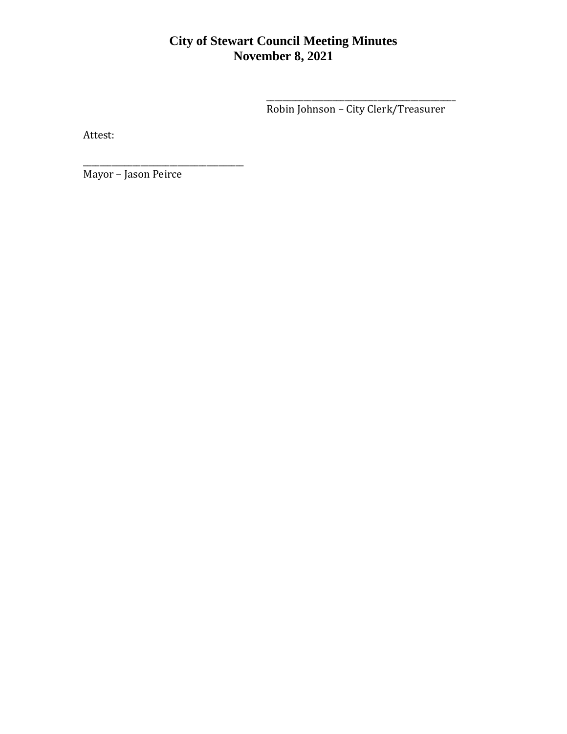**City of Stewart Council Meeting Minutes**
**November 8, 2021**

\_\_\_\_\_\_\_\_\_\_\_\_\_\_\_\_\_\_\_\_\_\_\_\_\_\_\_\_\_\_\_\_\_\_\_\_\_\_\_\_\_\_\_\_
Robin Johnson – City Clerk/Treasurer

Attest:

\_\_\_\_\_\_\_\_\_\_\_\_\_\_\_\_\_\_\_\_\_\_\_\_\_\_\_\_\_\_\_\_\_\_\_\_\_\_
Mayor – Jason Peirce